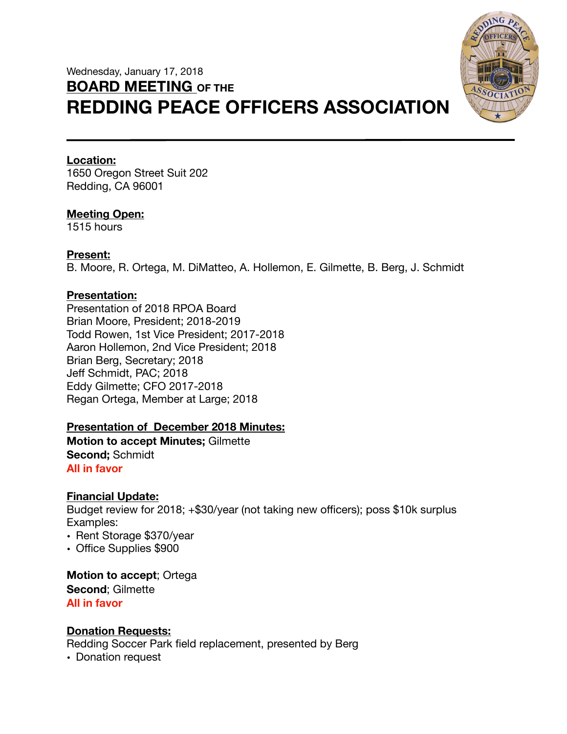Wednesday, January 17, 2018

# BOARD MEETING OF THE
# REDDING PEACE OFFICERS ASSOCIATION

---

**Location:**
1650 Oregon Street Suit 202
Redding, CA 96001

**Meeting Open:**
1515 hours

**Present:**
B. Moore, R. Ortega, M. DiMatteo, A. Hollemon, E. Gilmette, B. Berg, J. Schmidt

**Presentation:**
Presentation of 2018 RPOA Board
Brian Moore, President; 2018-2019
Todd Rowen, 1st Vice President; 2017-2018
Aaron Hollemon, 2nd Vice President; 2018
Brian Berg, Secretary; 2018
Jeff Schmidt, PAC; 2018
Eddy Gilmette; CFO 2017-2018
Regan Ortega, Member at Large; 2018

**Presentation of December 2018 Minutes:**
**Motion to accept Minutes;** Gilmette
**Second;** Schmidt
**All in favor**

**Financial Update:**
Budget review for 2018; +$30/year (not taking new officers); poss $10k surplus
Examples:
- Rent Storage $370/year
- Office Supplies $900

**Motion to accept**; Ortega
**Second**; Gilmette
**All in favor**

**Donation Requests:**
Redding Soccer Park field replacement, presented by Berg
- Donation request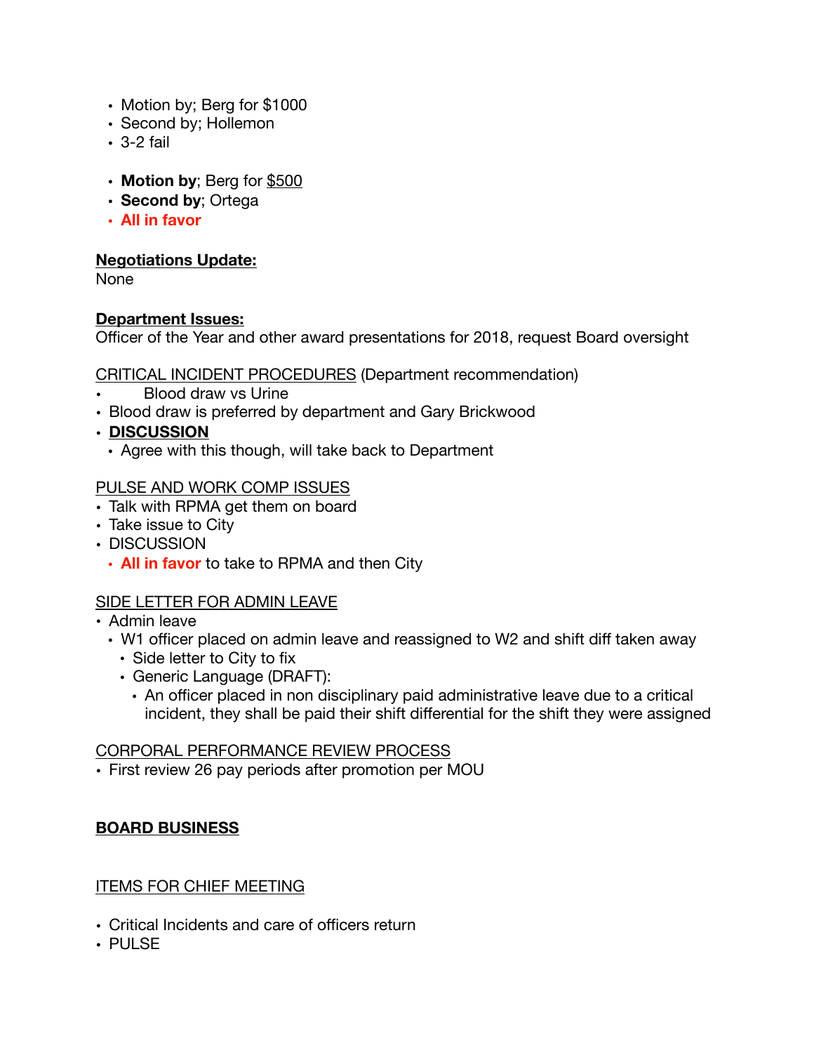- Motion by; Berg for $1000
- Second by; Hollemon
- 3-2 fail

- **Motion by**; Berg for $500
- **Second by**; Ortega
- **All in favor**

**Negotiations Update:**
None

**Department Issues:**
Officer of the Year and other award presentations for 2018, request Board oversight

CRITICAL INCIDENT PROCEDURES (Department recommendation)

- Blood draw vs Urine
- Blood draw is preferred by department and Gary Brickwood
- **DISCUSSION**
  - Agree with this though, will take back to Department

PULSE AND WORK COMP ISSUES

- Talk with RPMA get them on board
- Take issue to City
- DISCUSSION
  - **All in favor** to take to RPMA and then City

SIDE LETTER FOR ADMIN LEAVE

- Admin leave
  - W1 officer placed on admin leave and reassigned to W2 and shift diff taken away
    - Side letter to City to fix
    - Generic Language (DRAFT):
      - An officer placed in non disciplinary paid administrative leave due to a critical incident, they shall be paid their shift differential for the shift they were assigned

CORPORAL PERFORMANCE REVIEW PROCESS

- First review 26 pay periods after promotion per MOU

**BOARD BUSINESS**

ITEMS FOR CHIEF MEETING

- Critical Incidents and care of officers return
- PULSE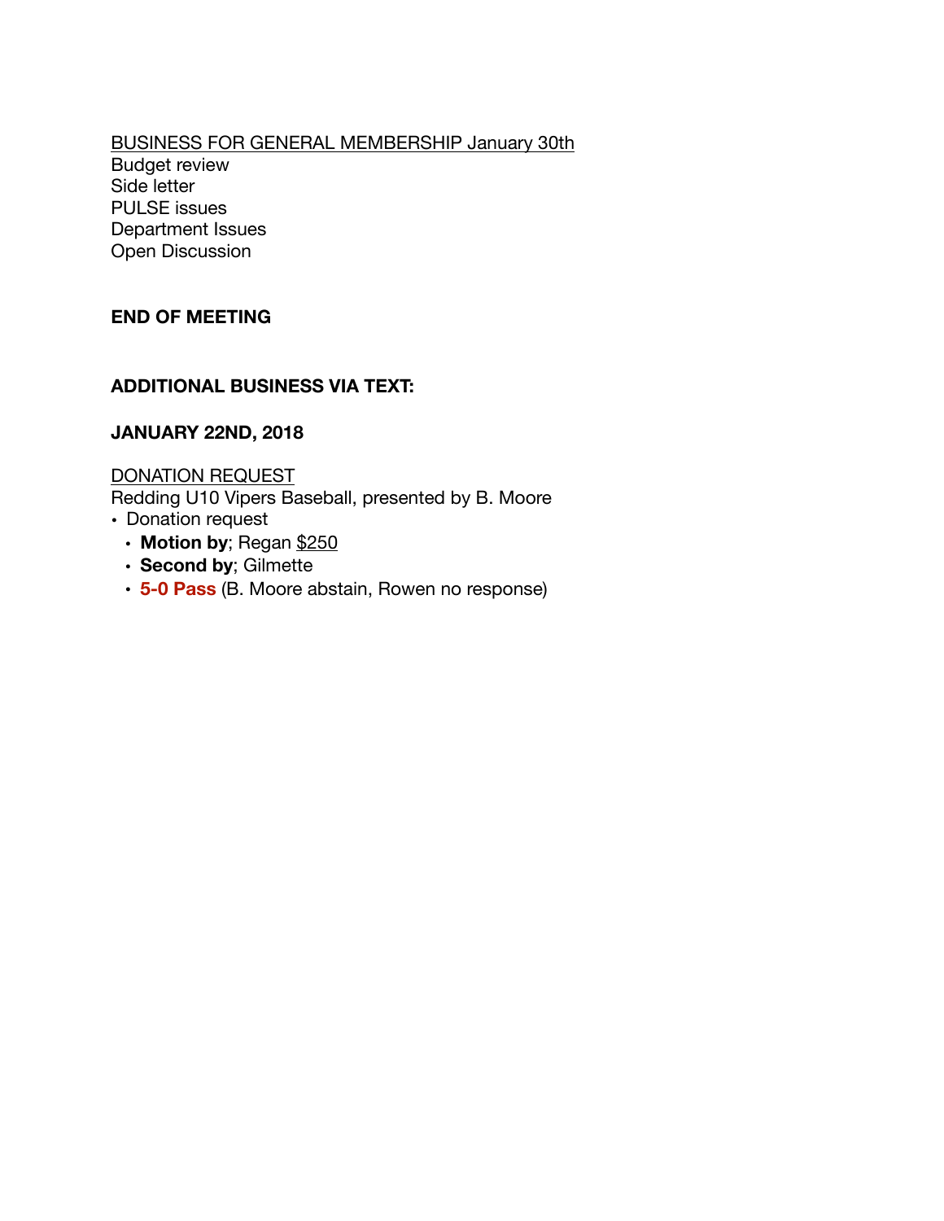<u>BUSINESS FOR GENERAL MEMBERSHIP January 30th</u>
Budget review
Side letter
PULSE issues
Department Issues
Open Discussion

**END OF MEETING**

**ADDITIONAL BUSINESS VIA TEXT:**

**JANUARY 22ND, 2018**

<u>DONATION REQUEST</u>
Redding U10 Vipers Baseball, presented by B. Moore

- Donation request
  - **Motion by**; Regan <u>$250</u>
  - **Second by**; Gilmette
  - **5-0 Pass** (B. Moore abstain, Rowen no response)